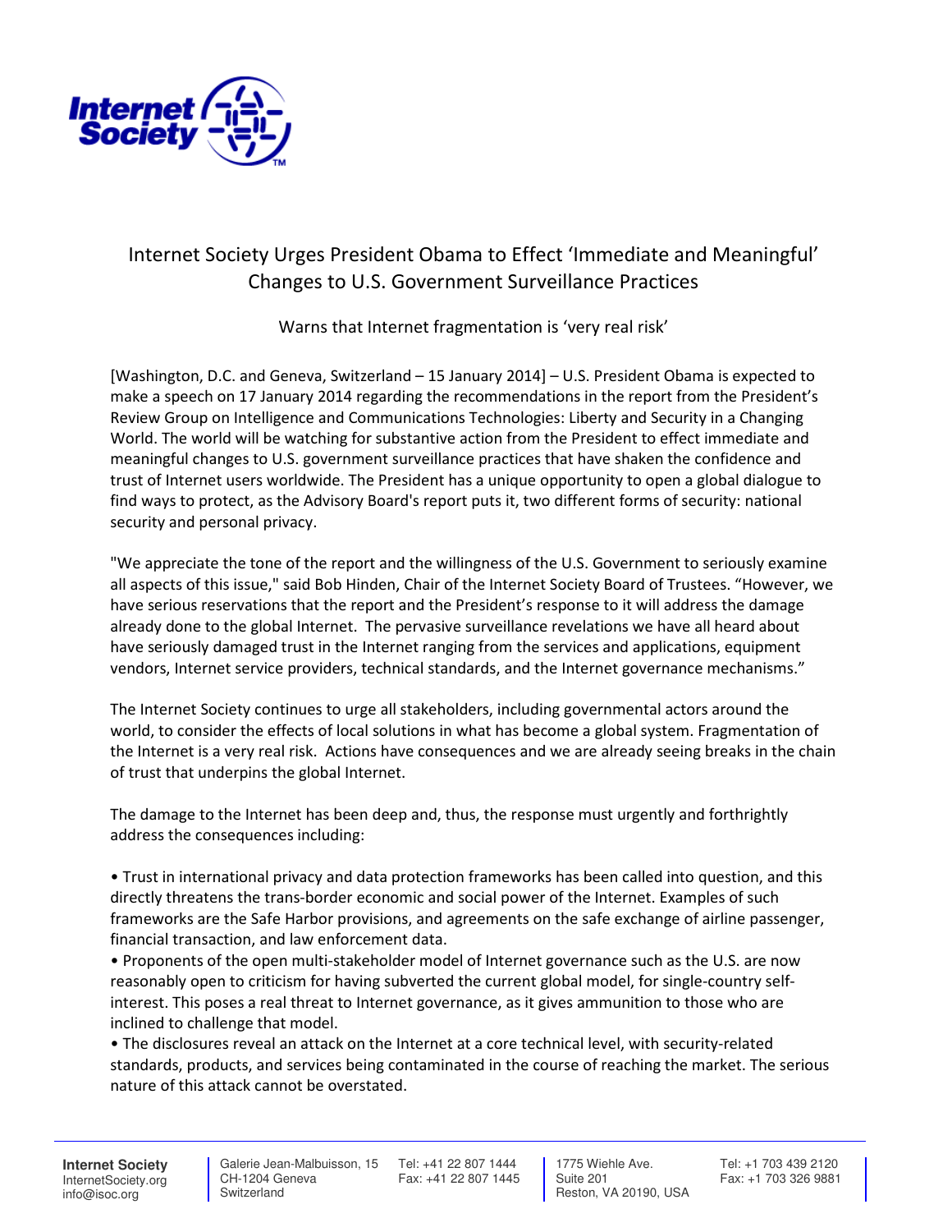# Internet Society Urges President Obama to Effect 'Immediate and Meaningful' Changes to U.S. Government Surveillance Practices

Warns that Internet fragmentation is 'very real risk'

[Washington, D.C. and Geneva, Switzerland – 15 January 2014] – U.S. President Obama is expected to make a speech on 17 January 2014 regarding the recommendations in the report from the President's Review Group on Intelligence and Communications Technologies: Liberty and Security in a Changing World. The world will be watching for substantive action from the President to effect immediate and meaningful changes to U.S. government surveillance practices that have shaken the confidence and trust of Internet users worldwide. The President has a unique opportunity to open a global dialogue to find ways to protect, as the Advisory Board's report puts it, two different forms of security: national security and personal privacy.

"We appreciate the tone of the report and the willingness of the U.S. Government to seriously examine all aspects of this issue," said Bob Hinden, Chair of the Internet Society Board of Trustees. "However, we have serious reservations that the report and the President's response to it will address the damage already done to the global Internet. The pervasive surveillance revelations we have all heard about have seriously damaged trust in the Internet ranging from the services and applications, equipment vendors, Internet service providers, technical standards, and the Internet governance mechanisms."

The Internet Society continues to urge all stakeholders, including governmental actors around the world, to consider the effects of local solutions in what has become a global system. Fragmentation of the Internet is a very real risk. Actions have consequences and we are already seeing breaks in the chain of trust that underpins the global Internet.

The damage to the Internet has been deep and, thus, the response must urgently and forthrightly address the consequences including:

- Trust in international privacy and data protection frameworks has been called into question, and this directly threatens the trans-border economic and social power of the Internet. Examples of such frameworks are the Safe Harbor provisions, and agreements on the safe exchange of airline passenger, financial transaction, and law enforcement data.
- Proponents of the open multi-stakeholder model of Internet governance such as the U.S. are now reasonably open to criticism for having subverted the current global model, for single-country self-interest. This poses a real threat to Internet governance, as it gives ammunition to those who are inclined to challenge that model.
- The disclosures reveal an attack on the Internet at a core technical level, with security-related standards, products, and services being contaminated in the course of reaching the market. The serious nature of this attack cannot be overstated.

**Internet Society**
InternetSociety.org
info@isoc.org

Galerie Jean-Malbuisson, 15
CH-1204 Geneva
Switzerland
Tel: +41 22 807 1444
Fax: +41 22 807 1445

1775 Wiehle Ave.
Suite 201
Reston, VA 20190, USA
Tel: +1 703 439 2120
Fax: +1 703 326 9881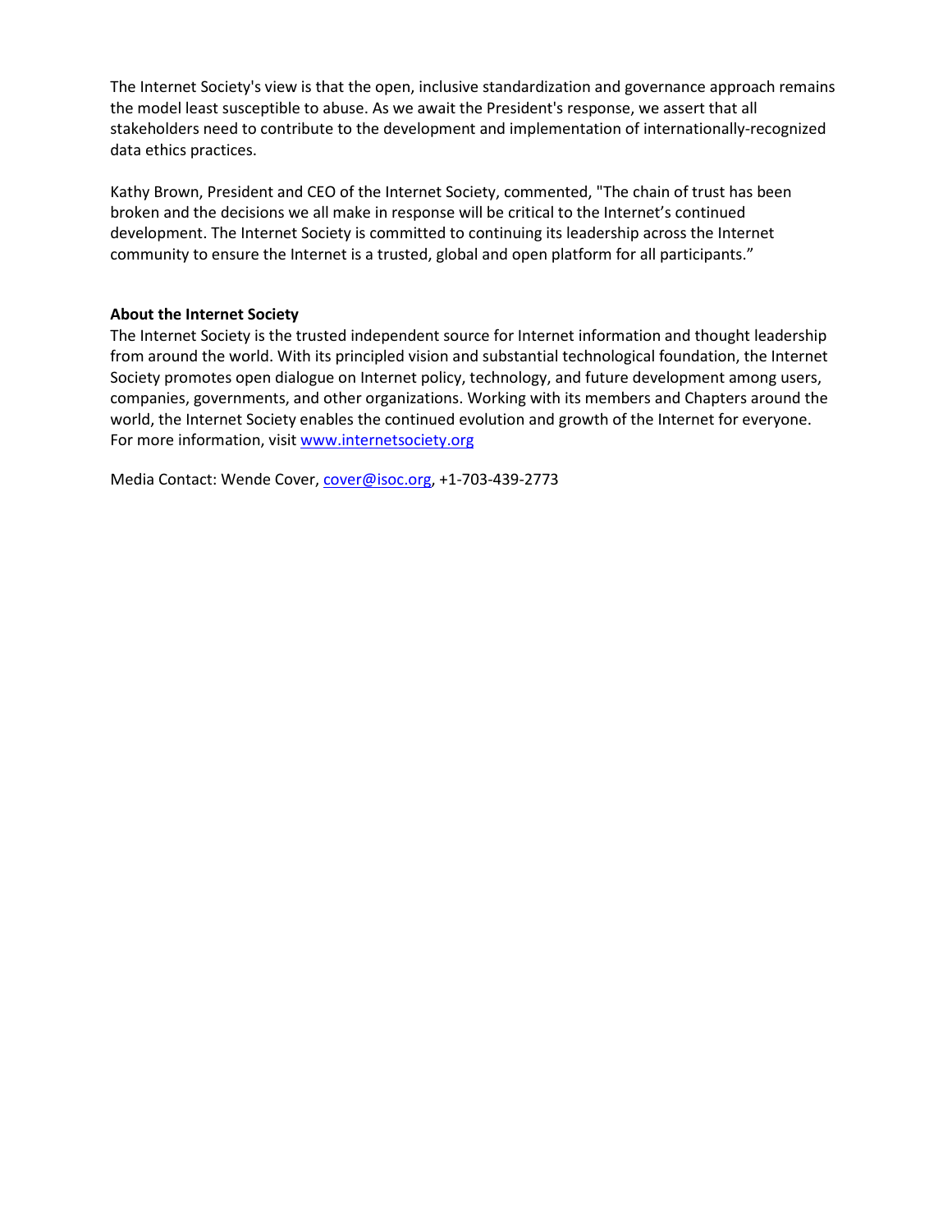The Internet Society's view is that the open, inclusive standardization and governance approach remains the model least susceptible to abuse. As we await the President's response, we assert that all stakeholders need to contribute to the development and implementation of internationally-recognized data ethics practices.

Kathy Brown, President and CEO of the Internet Society, commented, "The chain of trust has been broken and the decisions we all make in response will be critical to the Internet's continued development. The Internet Society is committed to continuing its leadership across the Internet community to ensure the Internet is a trusted, global and open platform for all participants."

**About the Internet Society**

The Internet Society is the trusted independent source for Internet information and thought leadership from around the world. With its principled vision and substantial technological foundation, the Internet Society promotes open dialogue on Internet policy, technology, and future development among users, companies, governments, and other organizations. Working with its members and Chapters around the world, the Internet Society enables the continued evolution and growth of the Internet for everyone. For more information, visit [www.internetsociety.org](http://www.internetsociety.org)

Media Contact: Wende Cover, [cover@isoc.org](mailto:cover@isoc.org), +1-703-439-2773